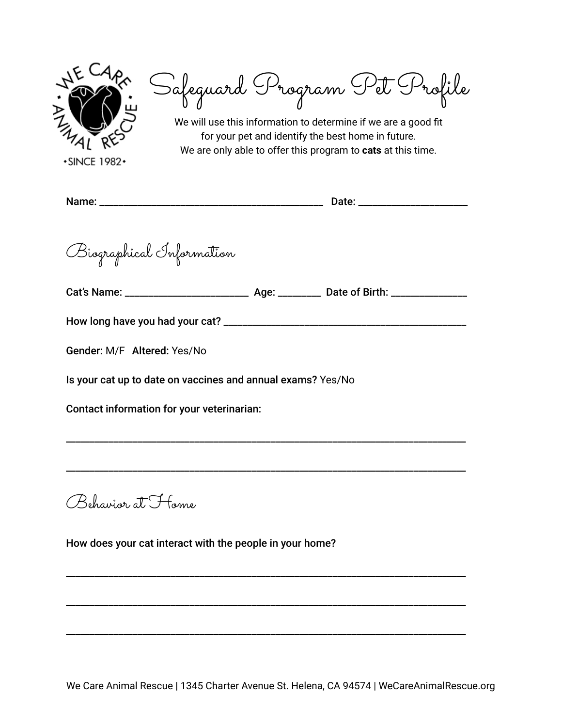# Safeguard Program Pet Profile

We will use this information to determine if we are a good fit for your pet and identify the best home in future.
We are only able to offer this program to **cats** at this time.

**Name:** ____________________________________________ **Date:** _____________________

## Biographical Information

**Cat's Name:** ________________________ **Age:** ________ **Date of Birth:** ______________

**How long have you had your cat?** ______________________________________________

**Gender:** M/F **Altered:** Yes/No

**Is your cat up to date on vaccines and annual exams?** Yes/No

**Contact information for your veterinarian:**

_____________________________________________________________________________

_____________________________________________________________________________

## Behavior at Home

**How does your cat interact with the people in your home?**

_____________________________________________________________________________

_____________________________________________________________________________

_____________________________________________________________________________

We Care Animal Rescue | 1345 Charter Avenue St. Helena, CA 94574 | WeCareAnimalRescue.org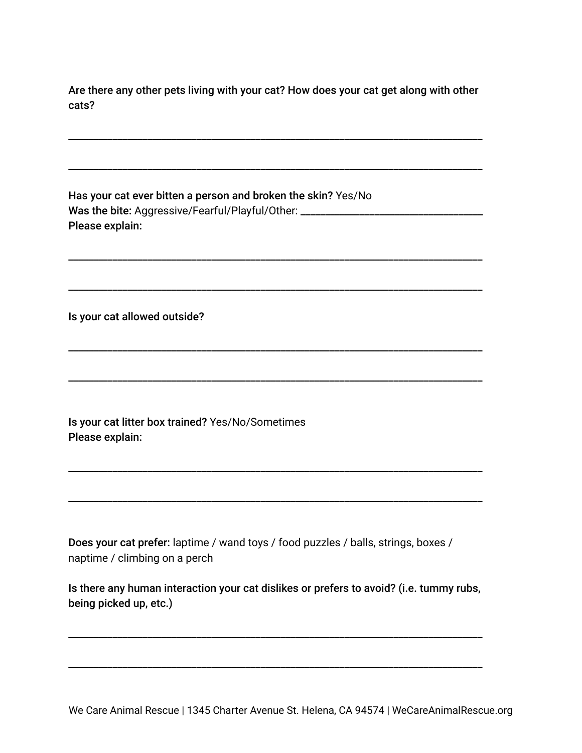**Are there any other pets living with your cat? How does your cat get along with other cats?**

______________________________________________________________________________

______________________________________________________________________________

**Has your cat ever bitten a person and broken the skin?** Yes/No
**Was the bite:** Aggressive/Fearful/Playful/Other: ______________________________
**Please explain:**

______________________________________________________________________________

______________________________________________________________________________

**Is your cat allowed outside?**

______________________________________________________________________________

______________________________________________________________________________

**Is your cat litter box trained?** Yes/No/Sometimes
**Please explain:**

______________________________________________________________________________

______________________________________________________________________________

**Does your cat prefer:** laptime / wand toys / food puzzles / balls, strings, boxes / naptime / climbing on a perch

**Is there any human interaction your cat dislikes or prefers to avoid? (i.e. tummy rubs, being picked up, etc.)**

______________________________________________________________________________

______________________________________________________________________________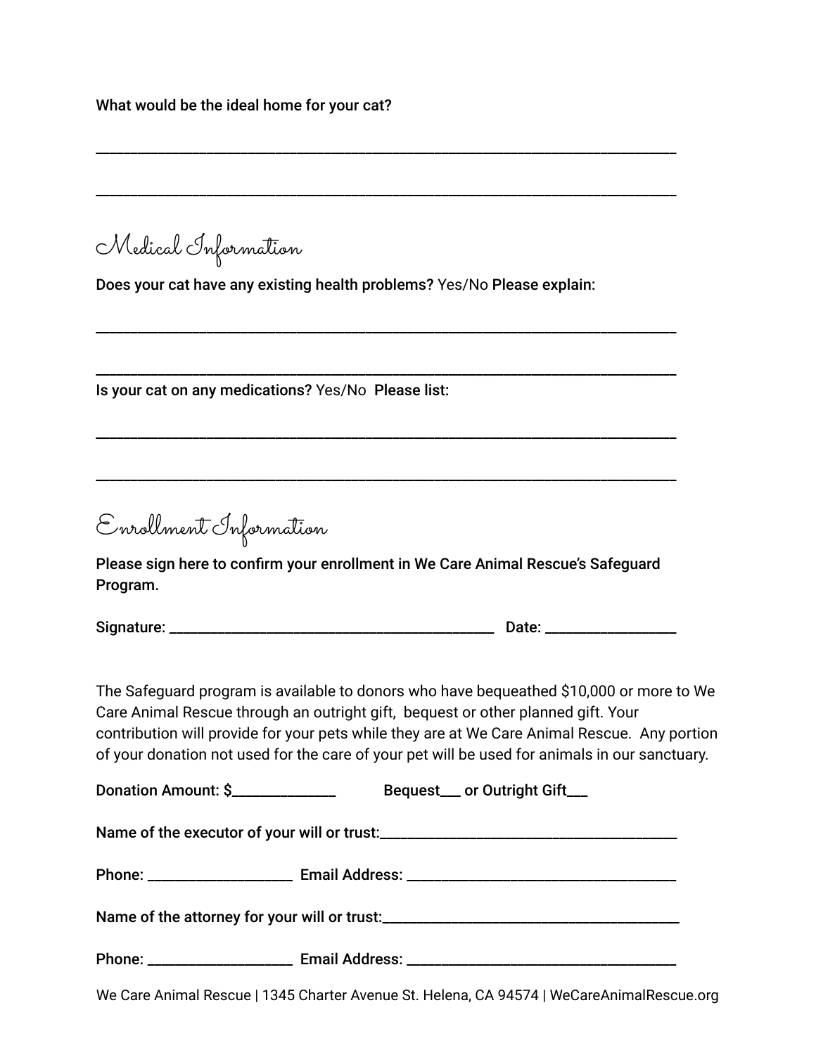**What would be the ideal home for your cat?**

\_\_\_\_\_\_\_\_\_\_\_\_\_\_\_\_\_\_\_\_\_\_\_\_\_\_\_\_\_\_\_\_\_\_\_\_\_\_\_\_\_\_\_\_\_\_\_\_\_\_\_\_\_\_\_\_\_\_\_\_\_\_\_\_\_\_\_\_\_\_\_\_\_\_\_\_

\_\_\_\_\_\_\_\_\_\_\_\_\_\_\_\_\_\_\_\_\_\_\_\_\_\_\_\_\_\_\_\_\_\_\_\_\_\_\_\_\_\_\_\_\_\_\_\_\_\_\_\_\_\_\_\_\_\_\_\_\_\_\_\_\_\_\_\_\_\_\_\_\_\_\_\_

## Medical Information

**Does your cat have any existing health problems?** Yes/No **Please explain:**

\_\_\_\_\_\_\_\_\_\_\_\_\_\_\_\_\_\_\_\_\_\_\_\_\_\_\_\_\_\_\_\_\_\_\_\_\_\_\_\_\_\_\_\_\_\_\_\_\_\_\_\_\_\_\_\_\_\_\_\_\_\_\_\_\_\_\_\_\_\_\_\_\_\_\_\_

\_\_\_\_\_\_\_\_\_\_\_\_\_\_\_\_\_\_\_\_\_\_\_\_\_\_\_\_\_\_\_\_\_\_\_\_\_\_\_\_\_\_\_\_\_\_\_\_\_\_\_\_\_\_\_\_\_\_\_\_\_\_\_\_\_\_\_\_\_\_\_\_\_\_\_\_

**Is your cat on any medications?** Yes/No **Please list:**

\_\_\_\_\_\_\_\_\_\_\_\_\_\_\_\_\_\_\_\_\_\_\_\_\_\_\_\_\_\_\_\_\_\_\_\_\_\_\_\_\_\_\_\_\_\_\_\_\_\_\_\_\_\_\_\_\_\_\_\_\_\_\_\_\_\_\_\_\_\_\_\_\_\_\_\_

\_\_\_\_\_\_\_\_\_\_\_\_\_\_\_\_\_\_\_\_\_\_\_\_\_\_\_\_\_\_\_\_\_\_\_\_\_\_\_\_\_\_\_\_\_\_\_\_\_\_\_\_\_\_\_\_\_\_\_\_\_\_\_\_\_\_\_\_\_\_\_\_\_\_\_\_

## Enrollment Information

**Please sign here to confirm your enrollment in We Care Animal Rescue's Safeguard Program.**

**Signature:** \_\_\_\_\_\_\_\_\_\_\_\_\_\_\_\_\_\_\_\_\_\_\_\_\_\_\_\_\_\_\_\_\_\_\_\_\_\_\_\_\_\_\_\_ **Date:** \_\_\_\_\_\_\_\_\_\_\_\_\_\_\_\_\_\_

The Safeguard program is available to donors who have bequeathed $10,000 or more to We Care Animal Rescue through an outright gift, bequest or other planned gift. Your contribution will provide for your pets while they are at We Care Animal Rescue. Any portion of your donation not used for the care of your pet will be used for animals in our sanctuary.

**Donation Amount: $**\_\_\_\_\_\_\_\_\_\_\_\_\_\_\_ **Bequest**\_\_\_ **or Outright Gift**\_\_\_

**Name of the executor of your will or trust:**\_\_\_\_\_\_\_\_\_\_\_\_\_\_\_\_\_\_\_\_\_\_\_\_\_\_\_\_\_\_\_\_\_\_\_\_\_\_\_\_\_\_

**Phone:** \_\_\_\_\_\_\_\_\_\_\_\_\_\_\_\_\_\_\_\_ **Email Address:** \_\_\_\_\_\_\_\_\_\_\_\_\_\_\_\_\_\_\_\_\_\_\_\_\_\_\_\_\_\_\_\_\_\_\_\_\_\_

**Name of the attorney for your will or trust:**\_\_\_\_\_\_\_\_\_\_\_\_\_\_\_\_\_\_\_\_\_\_\_\_\_\_\_\_\_\_\_\_\_\_\_\_\_\_\_\_\_\_

**Phone:** \_\_\_\_\_\_\_\_\_\_\_\_\_\_\_\_\_\_\_\_ **Email Address:** \_\_\_\_\_\_\_\_\_\_\_\_\_\_\_\_\_\_\_\_\_\_\_\_\_\_\_\_\_\_\_\_\_\_\_\_\_\_

We Care Animal Rescue | 1345 Charter Avenue St. Helena, CA 94574 | WeCareAnimalRescue.org